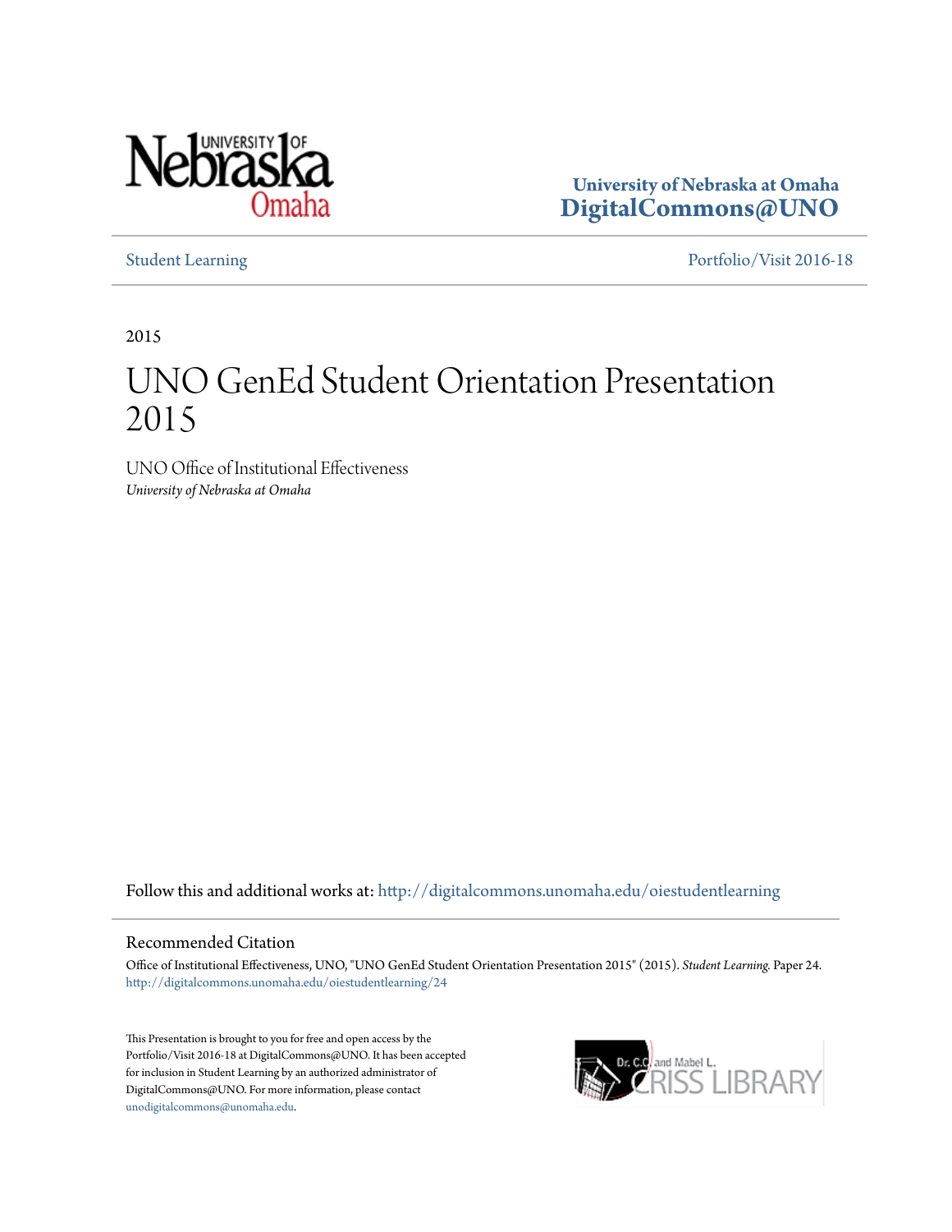University of Nebraska at Omaha
**DigitalCommons@UNO**

Student Learning — Portfolio/Visit 2016-18

2015

# UNO GenEd Student Orientation Presentation 2015

UNO Office of Institutional Effectiveness
*University of Nebraska at Omaha*

Follow this and additional works at: http://digitalcommons.unomaha.edu/oiestudentlearning

## Recommended Citation

Office of Institutional Effectiveness, UNO, "UNO GenEd Student Orientation Presentation 2015" (2015). *Student Learning.* Paper 24.
http://digitalcommons.unomaha.edu/oiestudentlearning/24

This Presentation is brought to you for free and open access by the Portfolio/Visit 2016-18 at DigitalCommons@UNO. It has been accepted for inclusion in Student Learning by an authorized administrator of DigitalCommons@UNO. For more information, please contact unodigitalcommons@unomaha.edu.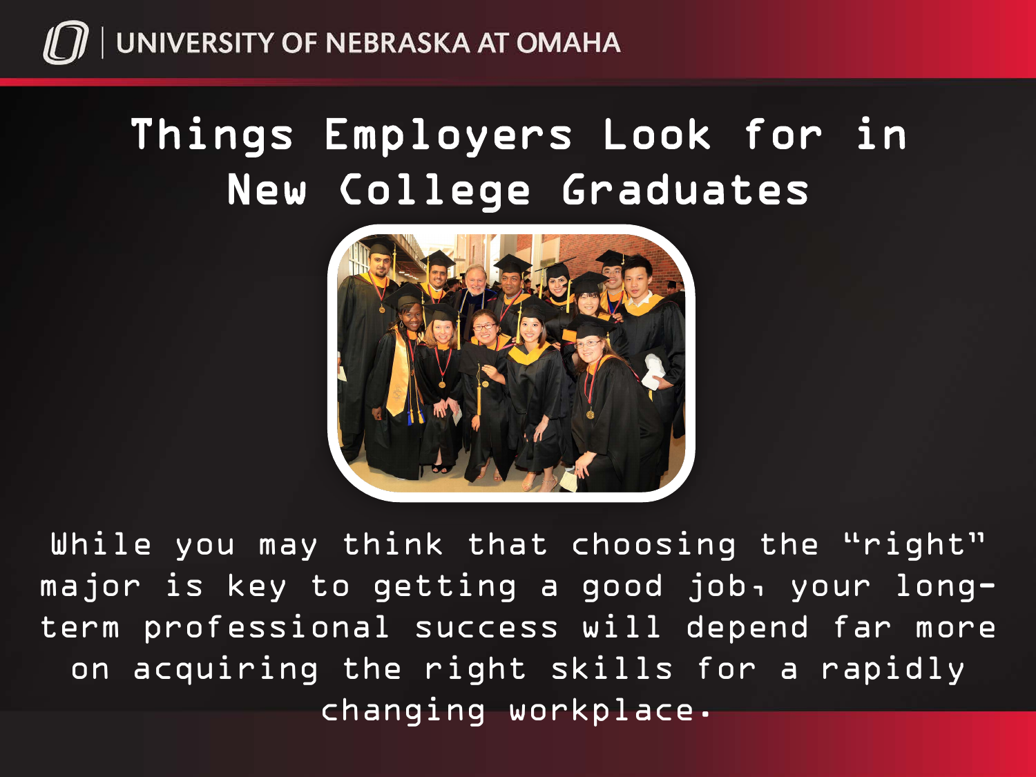# Things Employers Look for in New College Graduates

While you may think that choosing the "right" major is key to getting a good job, your long-term professional success will depend far more on acquiring the right skills for a rapidly changing workplace.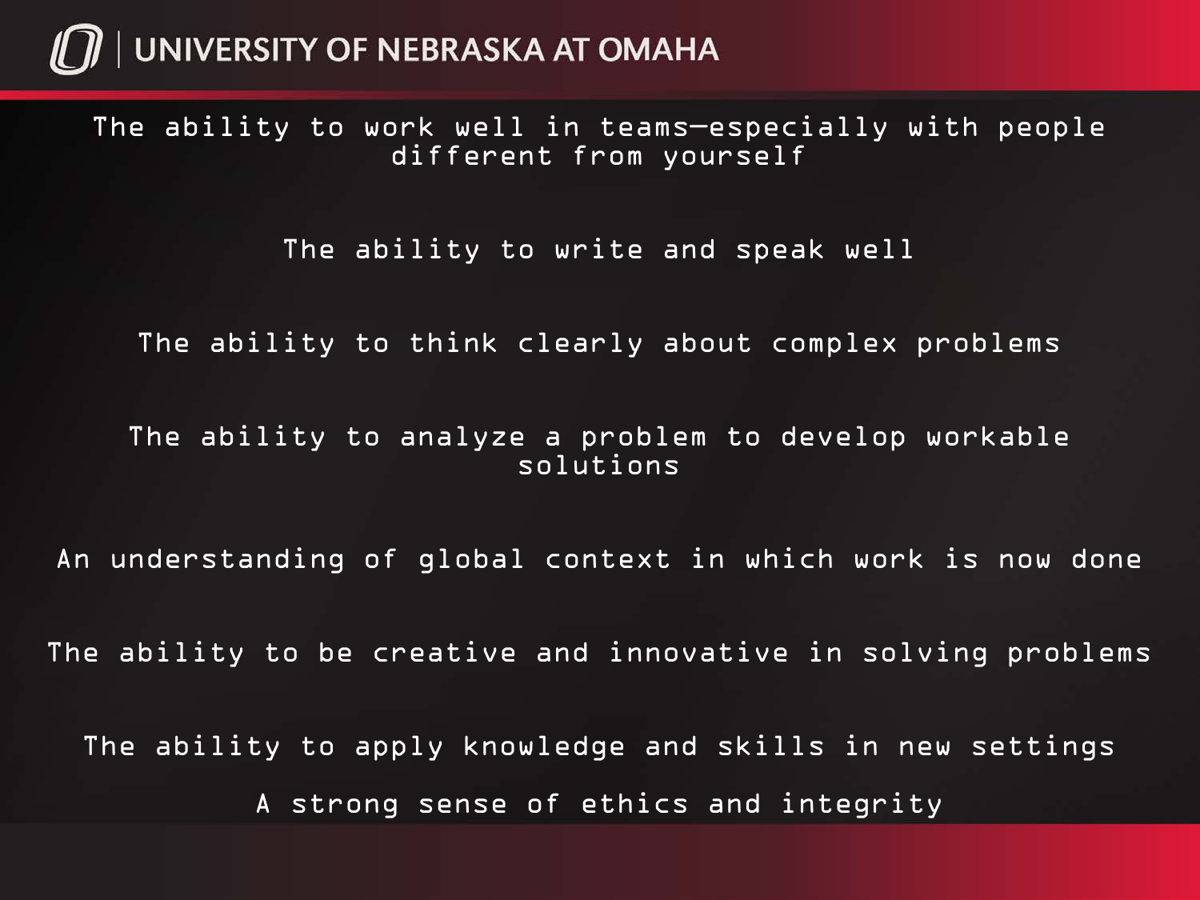The ability to work well in teams—especially with people different from yourself

The ability to write and speak well

The ability to think clearly about complex problems

The ability to analyze a problem to develop workable solutions

An understanding of global context in which work is now done

The ability to be creative and innovative in solving problems

The ability to apply knowledge and skills in new settings

A strong sense of ethics and integrity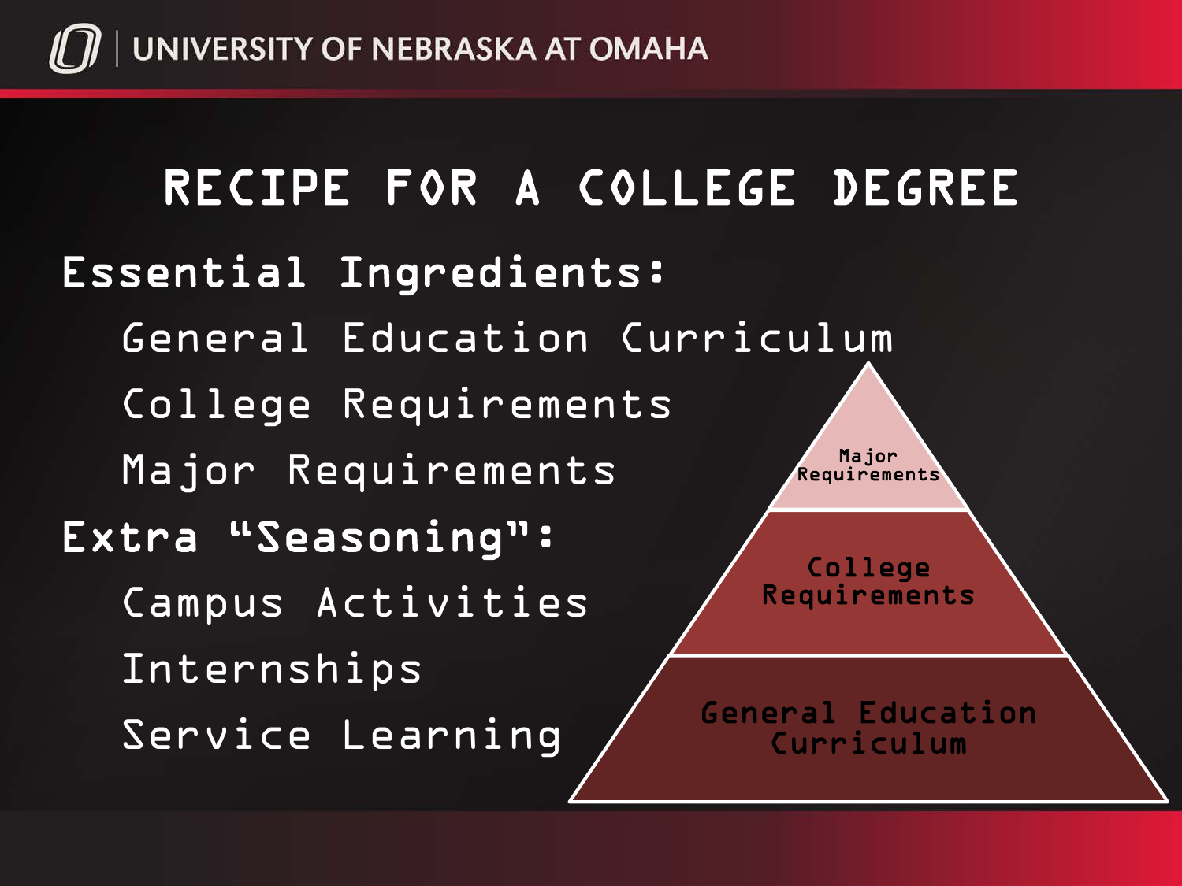# RECIPE FOR A COLLEGE DEGREE

**Essential Ingredients:**

- General Education Curriculum
- College Requirements
- Major Requirements

**Extra "Seasoning":**

- Campus Activities
- Internships
- Service Learning

Major Requirements

College Requirements

General Education Curriculum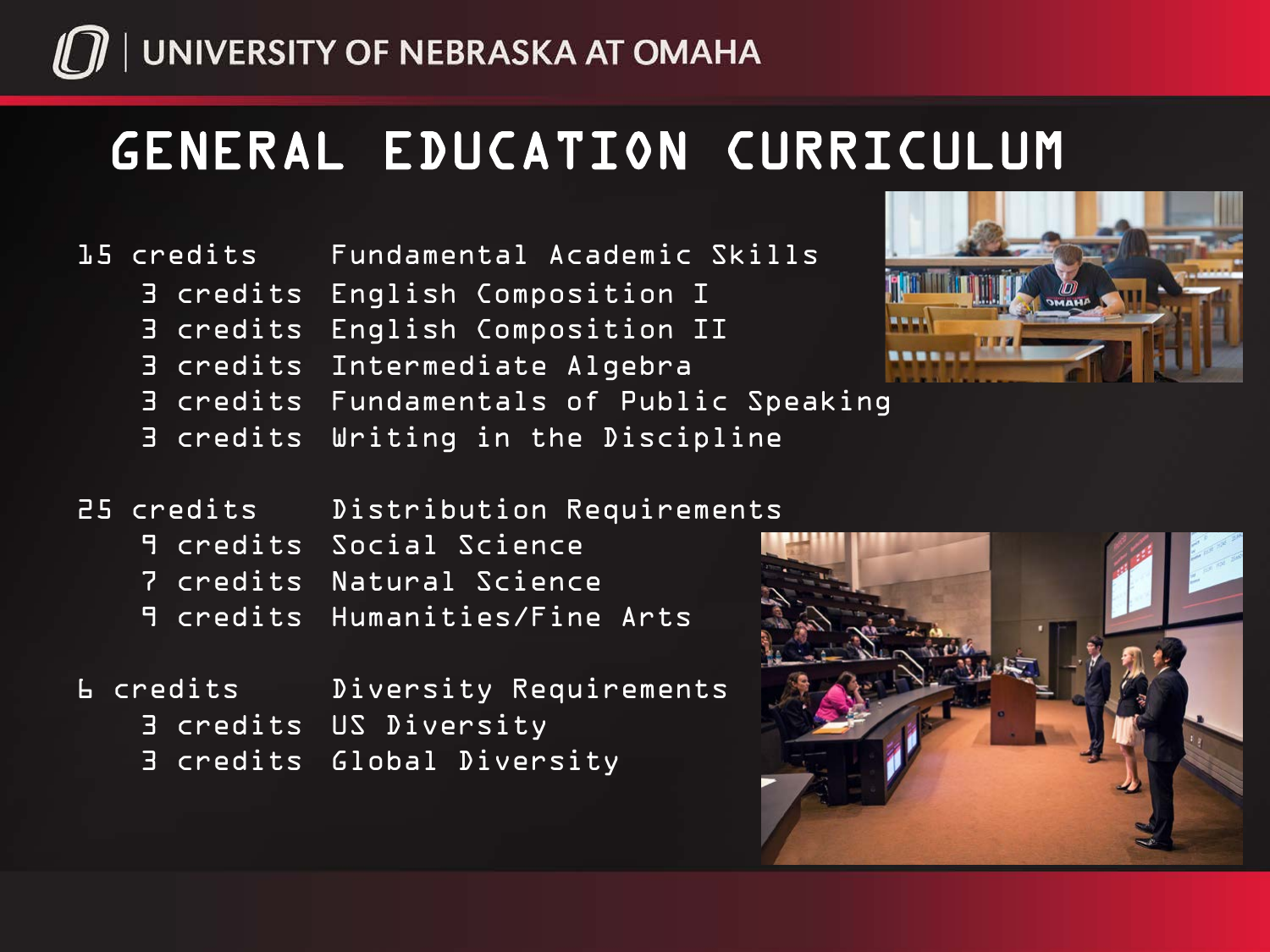# GENERAL EDUCATION CURRICULUM

**15 credits — Fundamental Academic Skills**

- 3 credits — English Composition I
- 3 credits — English Composition II
- 3 credits — Intermediate Algebra
- 3 credits — Fundamentals of Public Speaking
- 3 credits — Writing in the Discipline

**25 credits — Distribution Requirements**

- 9 credits — Social Science
- 7 credits — Natural Science
- 9 credits — Humanities/Fine Arts

**6 credits — Diversity Requirements**

- 3 credits — US Diversity
- 3 credits — Global Diversity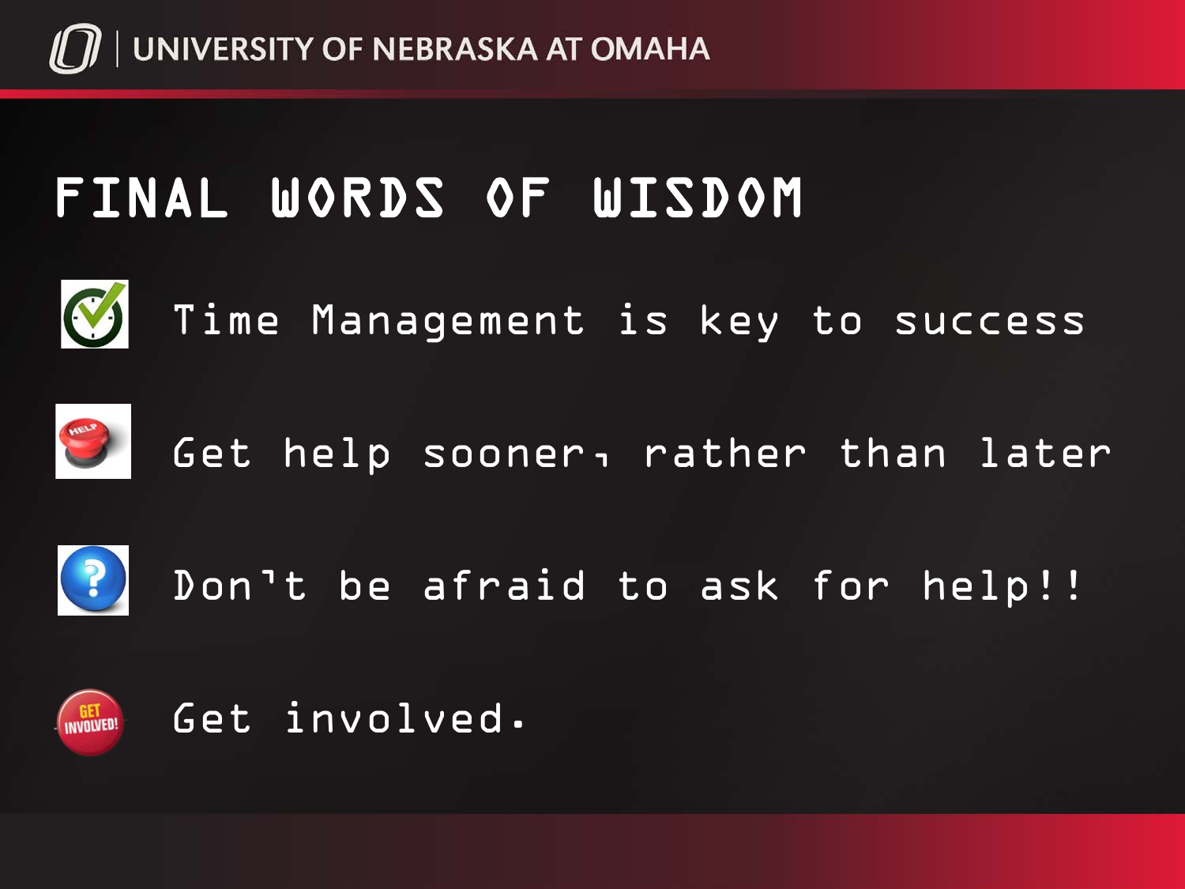# FINAL WORDS OF WISDOM

- Time Management is key to success
- Get help sooner, rather than later
- Don't be afraid to ask for help!!
- Get involved.